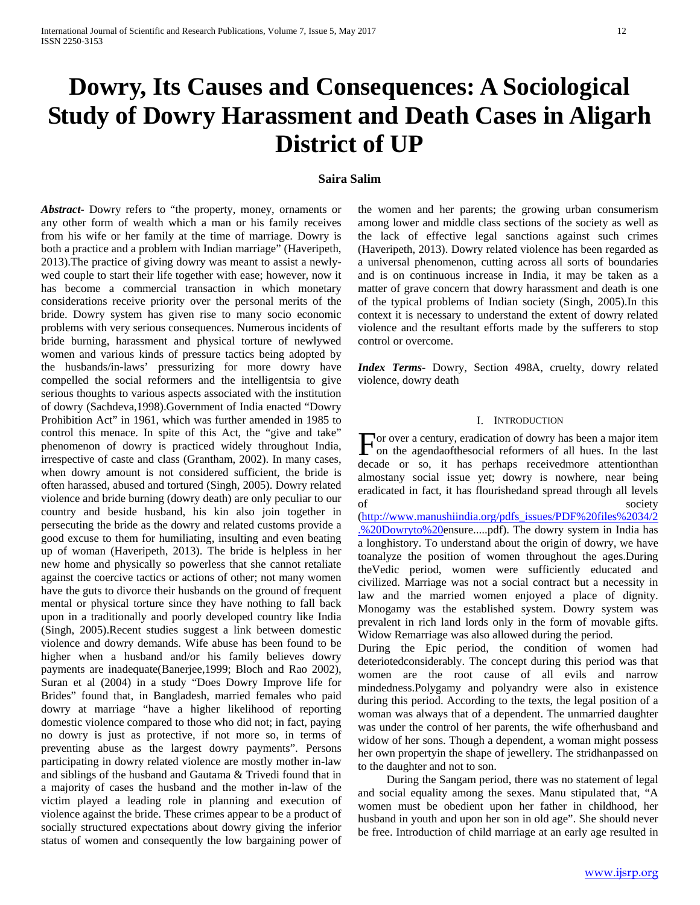// Dowry, Its Causes and Consequences: A Sociological Study of Dowry Harassment and Death Cases in Aligarh District of UP

**Saira Salim**

***Abstract***- Dowry refers to "the property, money, ornaments or any other form of wealth which a man or his family receives from his wife or her family at the time of marriage. Dowry is both a practice and a problem with Indian marriage" (Haveripeth, 2013).The practice of giving dowry was meant to assist a newly-wed couple to start their life together with ease; however, now it has become a commercial transaction in which monetary considerations receive priority over the personal merits of the bride. Dowry system has given rise to many socio economic problems with very serious consequences. Numerous incidents of bride burning, harassment and physical torture of newlywed women and various kinds of pressure tactics being adopted by the husbands/in-laws' pressurizing for more dowry have compelled the social reformers and the intelligentsia to give serious thoughts to various aspects associated with the institution of dowry (Sachdeva,1998).Government of India enacted "Dowry Prohibition Act" in 1961, which was further amended in 1985 to control this menace. In spite of this Act, the "give and take" phenomenon of dowry is practiced widely throughout India, irrespective of caste and class (Grantham, 2002). In many cases, when dowry amount is not considered sufficient, the bride is often harassed, abused and tortured (Singh, 2005). Dowry related violence and bride burning (dowry death) are only peculiar to our country and beside husband, his kin also join together in persecuting the bride as the dowry and related customs provide a good excuse to them for humiliating, insulting and even beating up of woman (Haveripeth, 2013). The bride is helpless in her new home and physically so powerless that she cannot retaliate against the coercive tactics or actions of other; not many women have the guts to divorce their husbands on the ground of frequent mental or physical torture since they have nothing to fall back upon in a traditionally and poorly developed country like India (Singh, 2005).Recent studies suggest a link between domestic violence and dowry demands. Wife abuse has been found to be higher when a husband and/or his family believes dowry payments are inadequate(Banerjee,1999; Bloch and Rao 2002), Suran et al (2004) in a study "Does Dowry Improve life for Brides" found that, in Bangladesh, married females who paid dowry at marriage "have a higher likelihood of reporting domestic violence compared to those who did not; in fact, paying no dowry is just as protective, if not more so, in terms of preventing abuse as the largest dowry payments". Persons participating in dowry related violence are mostly mother in-law and siblings of the husband and Gautama & Trivedi found that in a majority of cases the husband and the mother in-law of the victim played a leading role in planning and execution of violence against the bride. These crimes appear to be a product of socially structured expectations about dowry giving the inferior status of women and consequently the low bargaining power of the women and her parents; the growing urban consumerism among lower and middle class sections of the society as well as the lack of effective legal sanctions against such crimes (Haveripeth, 2013). Dowry related violence has been regarded as a universal phenomenon, cutting across all sorts of boundaries and is on continuous increase in India, it may be taken as a matter of grave concern that dowry harassment and death is one of the typical problems of Indian society (Singh, 2005).In this context it is necessary to understand the extent of dowry related violence and the resultant efforts made by the sufferers to stop control or overcome.

***Index Terms***- Dowry, Section 498A, cruelty, dowry related violence, dowry death

## I. Introduction

For over a century, eradication of dowry has been a major item on the agendaofthesocial reformers of all hues. In the last decade or so, it has perhaps receivedmore attentionthan almostany social issue yet; dowry is nowhere, near being eradicated in fact, it has flourishedand spread through all levels of society (http://www.manushiindia.org/pdfs_issues/PDF%20files%2034/2.%20Dowryto%20ensure.....pdf). The dowry system in India has a longhistory. To understand about the origin of dowry, we have toanalyze the position of women throughout the ages.During theVedic period, women were sufficiently educated and civilized. Marriage was not a social contract but a necessity in law and the married women enjoyed a place of dignity. Monogamy was the established system. Dowry system was prevalent in rich land lords only in the form of movable gifts. Widow Remarriage was also allowed during the period.

During the Epic period, the condition of women had deterioratedconsiderably. The concept during this period was that women are the root cause of all evils and narrow mindedness.Polygamy and polyandry were also in existence during this period. According to the texts, the legal position of a woman was always that of a dependent. The unmarried daughter was under the control of her parents, the wife ofherhusband and widow of her sons. Though a dependent, a woman might possess her own propertyin the shape of jewellery. The stridhanpassed on to the daughter and not to son.

During the Sangam period, there was no statement of legal and social equality among the sexes. Manu stipulated that, "A women must be obedient upon her father in childhood, her husband in youth and upon her son in old age". She should never be free. Introduction of child marriage at an early age resulted in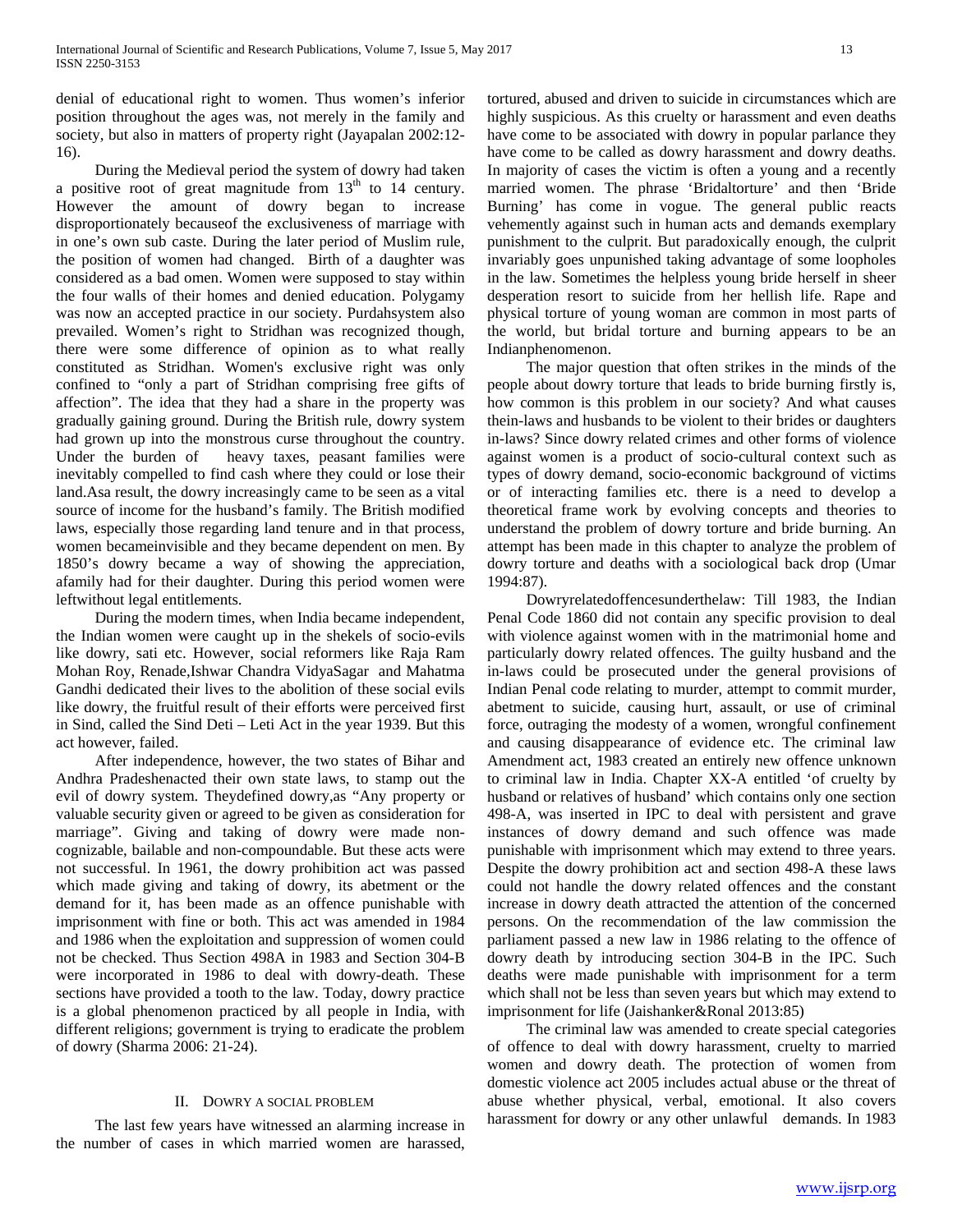denial of educational right to women. Thus women's inferior position throughout the ages was, not merely in the family and society, but also in matters of property right (Jayapalan 2002:12-16).

During the Medieval period the system of dowry had taken a positive root of great magnitude from 13th to 14 century. However the amount of dowry began to increase disproportionately becauseof the exclusiveness of marriage with in one's own sub caste. During the later period of Muslim rule, the position of women had changed. Birth of a daughter was considered as a bad omen. Women were supposed to stay within the four walls of their homes and denied education. Polygamy was now an accepted practice in our society. Purdahsystem also prevailed. Women's right to Stridhan was recognized though, there were some difference of opinion as to what really constituted as Stridhan. Women's exclusive right was only confined to "only a part of Stridhan comprising free gifts of affection". The idea that they had a share in the property was gradually gaining ground. During the British rule, dowry system had grown up into the monstrous curse throughout the country. Under the burden of heavy taxes, peasant families were inevitably compelled to find cash where they could or lose their land.Asa result, the dowry increasingly came to be seen as a vital source of income for the husband's family. The British modified laws, especially those regarding land tenure and in that process, women becameinvisible and they became dependent on men. By 1850's dowry became a way of showing the appreciation, afamily had for their daughter. During this period women were leftwithout legal entitlements.

During the modern times, when India became independent, the Indian women were caught up in the shekels of socio-evils like dowry, sati etc. However, social reformers like Raja Ram Mohan Roy, Renade,Ishwar Chandra VidyaSagar and Mahatma Gandhi dedicated their lives to the abolition of these social evils like dowry, the fruitful result of their efforts were perceived first in Sind, called the Sind Deti – Leti Act in the year 1939. But this act however, failed.

After independence, however, the two states of Bihar and Andhra Pradeshenacted their own state laws, to stamp out the evil of dowry system. Theydefined dowry,as "Any property or valuable security given or agreed to be given as consideration for marriage". Giving and taking of dowry were made non-cognizable, bailable and non-compoundable. But these acts were not successful. In 1961, the dowry prohibition act was passed which made giving and taking of dowry, its abetment or the demand for it, has been made as an offence punishable with imprisonment with fine or both. This act was amended in 1984 and 1986 when the exploitation and suppression of women could not be checked. Thus Section 498A in 1983 and Section 304-B were incorporated in 1986 to deal with dowry-death. These sections have provided a tooth to the law. Today, dowry practice is a global phenomenon practiced by all people in India, with different religions; government is trying to eradicate the problem of dowry (Sharma 2006: 21-24).

## II. Dowry a Social Problem

The last few years have witnessed an alarming increase in the number of cases in which married women are harassed, tortured, abused and driven to suicide in circumstances which are highly suspicious. As this cruelty or harassment and even deaths have come to be associated with dowry in popular parlance they have come to be called as dowry harassment and dowry deaths. In majority of cases the victim is often a young and a recently married women. The phrase 'Bridaltorture' and then 'Bride Burning' has come in vogue. The general public reacts vehemently against such in human acts and demands exemplary punishment to the culprit. But paradoxically enough, the culprit invariably goes unpunished taking advantage of some loopholes in the law. Sometimes the helpless young bride herself in sheer desperation resort to suicide from her hellish life. Rape and physical torture of young woman are common in most parts of the world, but bridal torture and burning appears to be an Indianphenomenon.

The major question that often strikes in the minds of the people about dowry torture that leads to bride burning firstly is, how common is this problem in our society? And what causes thein-laws and husbands to be violent to their brides or daughters in-laws? Since dowry related crimes and other forms of violence against women is a product of socio-cultural context such as types of dowry demand, socio-economic background of victims or of interacting families etc. there is a need to develop a theoretical frame work by evolving concepts and theories to understand the problem of dowry torture and bride burning. An attempt has been made in this chapter to analyze the problem of dowry torture and deaths with a sociological back drop (Umar 1994:87).

Dowryrelatedoffencesunderthelaw: Till 1983, the Indian Penal Code 1860 did not contain any specific provision to deal with violence against women with in the matrimonial home and particularly dowry related offences. The guilty husband and the in-laws could be prosecuted under the general provisions of Indian Penal code relating to murder, attempt to commit murder, abetment to suicide, causing hurt, assault, or use of criminal force, outraging the modesty of a women, wrongful confinement and causing disappearance of evidence etc. The criminal law Amendment act, 1983 created an entirely new offence unknown to criminal law in India. Chapter XX-A entitled 'of cruelty by husband or relatives of husband' which contains only one section 498-A, was inserted in IPC to deal with persistent and grave instances of dowry demand and such offence was made punishable with imprisonment which may extend to three years. Despite the dowry prohibition act and section 498-A these laws could not handle the dowry related offences and the constant increase in dowry death attracted the attention of the concerned persons. On the recommendation of the law commission the parliament passed a new law in 1986 relating to the offence of dowry death by introducing section 304-B in the IPC. Such deaths were made punishable with imprisonment for a term which shall not be less than seven years but which may extend to imprisonment for life (Jaishanker&Ronal 2013:85)

The criminal law was amended to create special categories of offence to deal with dowry harassment, cruelty to married women and dowry death. The protection of women from domestic violence act 2005 includes actual abuse or the threat of abuse whether physical, verbal, emotional. It also covers harassment for dowry or any other unlawful demands. In 1983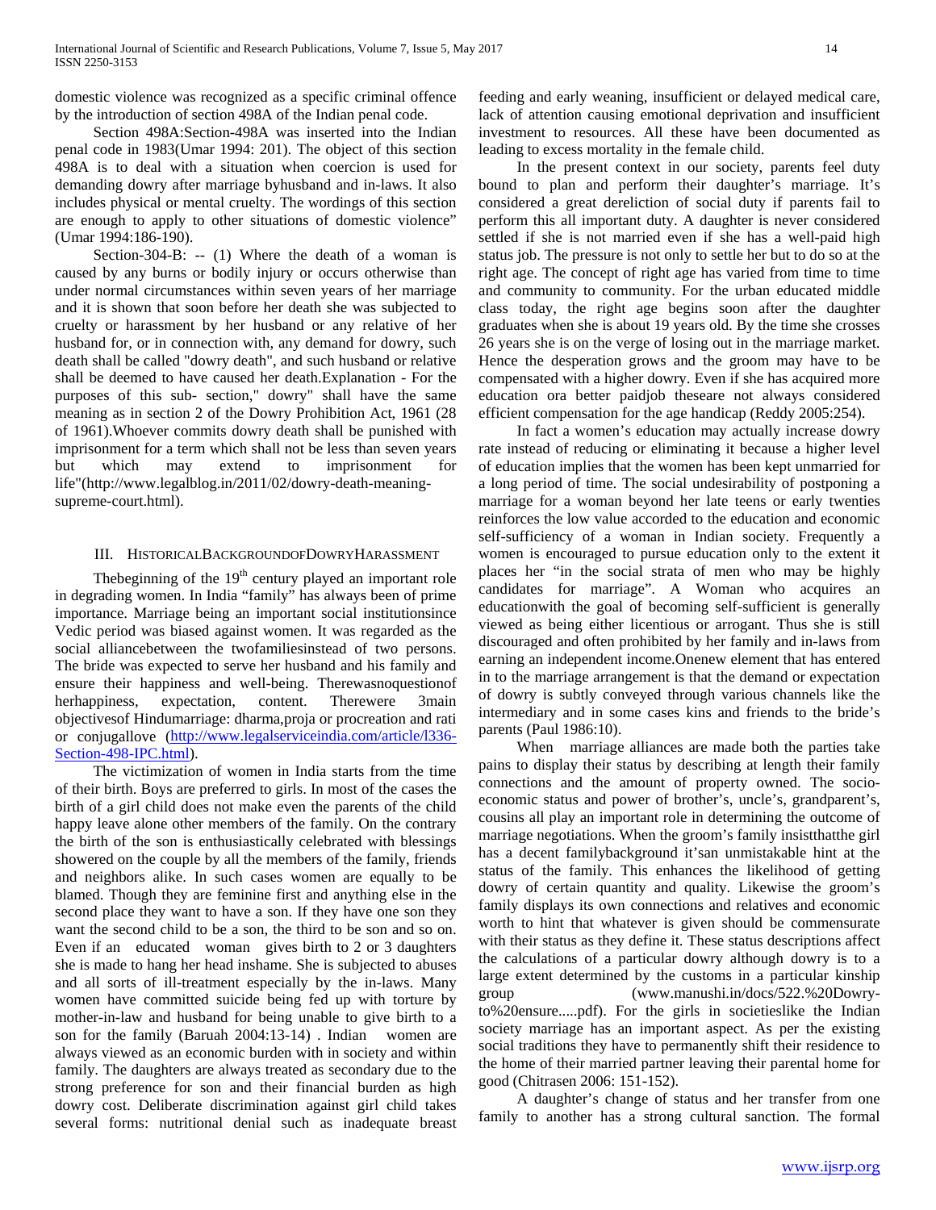domestic violence was recognized as a specific criminal offence by the introduction of section 498A of the Indian penal code.

Section 498A:Section-498A was inserted into the Indian penal code in 1983(Umar 1994: 201). The object of this section 498A is to deal with a situation when coercion is used for demanding dowry after marriage byhusband and in-laws. It also includes physical or mental cruelty. The wordings of this section are enough to apply to other situations of domestic violence" (Umar 1994:186-190).

Section-304-B: -- (1) Where the death of a woman is caused by any burns or bodily injury or occurs otherwise than under normal circumstances within seven years of her marriage and it is shown that soon before her death she was subjected to cruelty or harassment by her husband or any relative of her husband for, or in connection with, any demand for dowry, such death shall be called "dowry death", and such husband or relative shall be deemed to have caused her death.Explanation - For the purposes of this sub- section," dowry" shall have the same meaning as in section 2 of the Dowry Prohibition Act, 1961 (28 of 1961).Whoever commits dowry death shall be punished with imprisonment for a term which shall not be less than seven years but which may extend to imprisonment for life"(http://www.legalblog.in/2011/02/dowry-death-meaning-supreme-court.html).

## III. HistoricalBackgroundofDowryHarassment

Thebeginning of the 19th century played an important role in degrading women. In India "family" has always been of prime importance. Marriage being an important social institutionsince Vedic period was biased against women. It was regarded as the social alliancebetween the twofamiliesinstead of two persons. The bride was expected to serve her husband and his family and ensure their happiness and well-being. Therewasnoquestionof herhappiness, expectation, content. Therewere 3main objectivesof Hindumarriage: dharma,proja or procreation and rati or conjugallove (http://www.legalserviceindia.com/article/l336-Section-498-IPC.html).

The victimization of women in India starts from the time of their birth. Boys are preferred to girls. In most of the cases the birth of a girl child does not make even the parents of the child happy leave alone other members of the family. On the contrary the birth of the son is enthusiastically celebrated with blessings showered on the couple by all the members of the family, friends and neighbors alike. In such cases women are equally to be blamed. Though they are feminine first and anything else in the second place they want to have a son. If they have one son they want the second child to be a son, the third to be son and so on. Even if an educated woman gives birth to 2 or 3 daughters she is made to hang her head inshame. She is subjected to abuses and all sorts of ill-treatment especially by the in-laws. Many women have committed suicide being fed up with torture by mother-in-law and husband for being unable to give birth to a son for the family (Baruah 2004:13-14) . Indian women are always viewed as an economic burden with in society and within family. The daughters are always treated as secondary due to the strong preference for son and their financial burden as high dowry cost. Deliberate discrimination against girl child takes several forms: nutritional denial such as inadequate breast feeding and early weaning, insufficient or delayed medical care, lack of attention causing emotional deprivation and insufficient investment to resources. All these have been documented as leading to excess mortality in the female child.

In the present context in our society, parents feel duty bound to plan and perform their daughter's marriage. It's considered a great dereliction of social duty if parents fail to perform this all important duty. A daughter is never considered settled if she is not married even if she has a well-paid high status job. The pressure is not only to settle her but to do so at the right age. The concept of right age has varied from time to time and community to community. For the urban educated middle class today, the right age begins soon after the daughter graduates when she is about 19 years old. By the time she crosses 26 years she is on the verge of losing out in the marriage market. Hence the desperation grows and the groom may have to be compensated with a higher dowry. Even if she has acquired more education ora better paidjob theseare not always considered efficient compensation for the age handicap (Reddy 2005:254).

In fact a women's education may actually increase dowry rate instead of reducing or eliminating it because a higher level of education implies that the women has been kept unmarried for a long period of time. The social undesirability of postponing a marriage for a woman beyond her late teens or early twenties reinforces the low value accorded to the education and economic self-sufficiency of a woman in Indian society. Frequently a women is encouraged to pursue education only to the extent it places her "in the social strata of men who may be highly candidates for marriage". A Woman who acquires an educationwith the goal of becoming self-sufficient is generally viewed as being either licentious or arrogant. Thus she is still discouraged and often prohibited by her family and in-laws from earning an independent income.Onenew element that has entered in to the marriage arrangement is that the demand or expectation of dowry is subtly conveyed through various channels like the intermediary and in some cases kins and friends to the bride's parents (Paul 1986:10).

When marriage alliances are made both the parties take pains to display their status by describing at length their family connections and the amount of property owned. The socio-economic status and power of brother's, uncle's, grandparent's, cousins all play an important role in determining the outcome of marriage negotiations. When the groom's family insiststhatthe girl has a decent familybackground it'san unmistakable hint at the status of the family. This enhances the likelihood of getting dowry of certain quantity and quality. Likewise the groom's family displays its own connections and relatives and economic worth to hint that whatever is given should be commensurate with their status as they define it. These status descriptions affect the calculations of a particular dowry although dowry is to a large extent determined by the customs in a particular kinship group (www.manushi.in/docs/522.%20Dowry-to%20ensure.....pdf). For the girls in societieslike the Indian society marriage has an important aspect. As per the existing social traditions they have to permanently shift their residence to the home of their married partner leaving their parental home for good (Chitrasen 2006: 151-152).

A daughter's change of status and her transfer from one family to another has a strong cultural sanction. The formal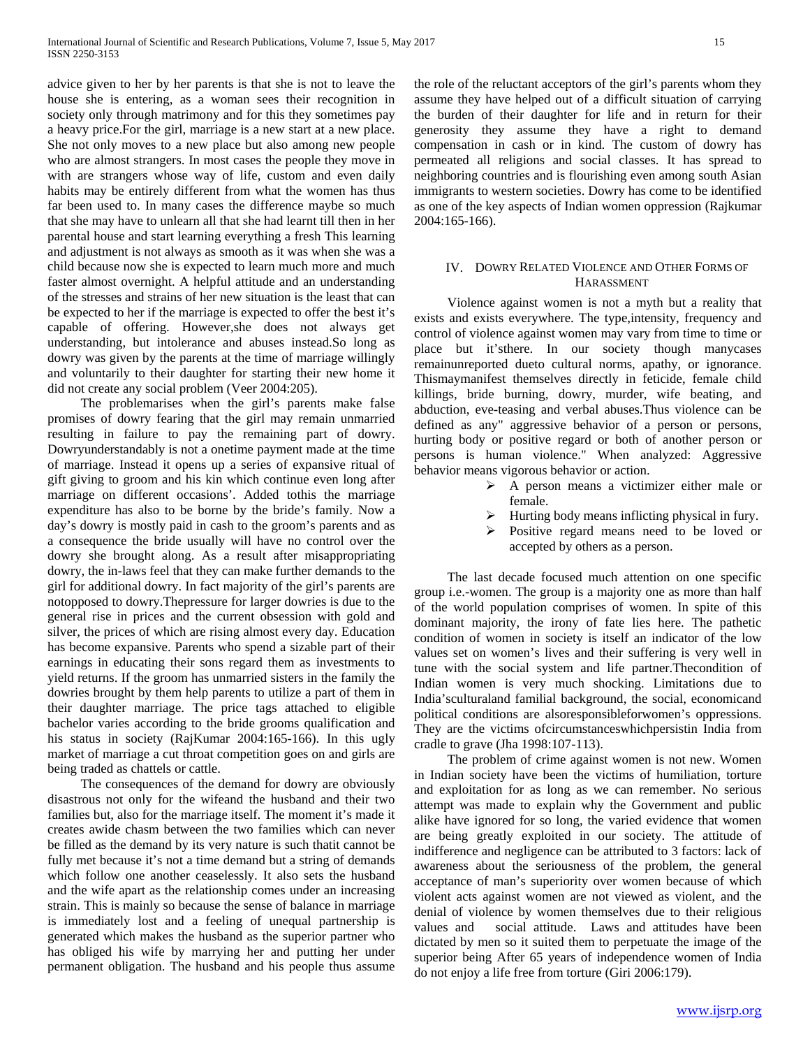advice given to her by her parents is that she is not to leave the house she is entering, as a woman sees their recognition in society only through matrimony and for this they sometimes pay a heavy price.For the girl, marriage is a new start at a new place. She not only moves to a new place but also among new people who are almost strangers. In most cases the people they move in with are strangers whose way of life, custom and even daily habits may be entirely different from what the women has thus far been used to. In many cases the difference maybe so much that she may have to unlearn all that she had learnt till then in her parental house and start learning everything a fresh This learning and adjustment is not always as smooth as it was when she was a child because now she is expected to learn much more and much faster almost overnight. A helpful attitude and an understanding of the stresses and strains of her new situation is the least that can be expected to her if the marriage is expected to offer the best it's capable of offering. However,she does not always get understanding, but intolerance and abuses instead.So long as dowry was given by the parents at the time of marriage willingly and voluntarily to their daughter for starting their new home it did not create any social problem (Veer 2004:205).

The problemarises when the girl's parents make false promises of dowry fearing that the girl may remain unmarried resulting in failure to pay the remaining part of dowry. Dowryunderstandably is not a onetime payment made at the time of marriage. Instead it opens up a series of expansive ritual of gift giving to groom and his kin which continue even long after marriage on different occasions'. Added tothis the marriage expenditure has also to be borne by the bride's family. Now a day's dowry is mostly paid in cash to the groom's parents and as a consequence the bride usually will have no control over the dowry she brought along. As a result after misappropriating dowry, the in-laws feel that they can make further demands to the girl for additional dowry. In fact majority of the girl's parents are notopposed to dowry.Thepressure for larger dowries is due to the general rise in prices and the current obsession with gold and silver, the prices of which are rising almost every day. Education has become expansive. Parents who spend a sizable part of their earnings in educating their sons regard them as investments to yield returns. If the groom has unmarried sisters in the family the dowries brought by them help parents to utilize a part of them in their daughter marriage. The price tags attached to eligible bachelor varies according to the bride grooms qualification and his status in society (RajKumar 2004:165-166). In this ugly market of marriage a cut throat competition goes on and girls are being traded as chattels or cattle.

The consequences of the demand for dowry are obviously disastrous not only for the wifeand the husband and their two families but, also for the marriage itself. The moment it's made it creates awide chasm between the two families which can never be filled as the demand by its very nature is such thatit cannot be fully met because it's not a time demand but a string of demands which follow one another ceaselessly. It also sets the husband and the wife apart as the relationship comes under an increasing strain. This is mainly so because the sense of balance in marriage is immediately lost and a feeling of unequal partnership is generated which makes the husband as the superior partner who has obliged his wife by marrying her and putting her under permanent obligation. The husband and his people thus assume the role of the reluctant acceptors of the girl's parents whom they assume they have helped out of a difficult situation of carrying the burden of their daughter for life and in return for their generosity they assume they have a right to demand compensation in cash or in kind. The custom of dowry has permeated all religions and social classes. It has spread to neighboring countries and is flourishing even among south Asian immigrants to western societies. Dowry has come to be identified as one of the key aspects of Indian women oppression (Rajkumar 2004:165-166).

## IV. Dowry Related Violence and Other Forms of Harassment

Violence against women is not a myth but a reality that exists and exists everywhere. The type,intensity, frequency and control of violence against women may vary from time to time or place but it'sthere. In our society though manycases remainunreported dueto cultural norms, apathy, or ignorance. Thismaymanifest themselves directly in feticide, female child killings, bride burning, dowry, murder, wife beating, and abduction, eve-teasing and verbal abuses.Thus violence can be defined as any" aggressive behavior of a person or persons, hurting body or positive regard or both of another person or persons is human violence." When analyzed: Aggressive behavior means vigorous behavior or action.

- A person means a victimizer either male or female.
- Hurting body means inflicting physical in fury.
- Positive regard means need to be loved or accepted by others as a person.

The last decade focused much attention on one specific group i.e.-women. The group is a majority one as more than half of the world population comprises of women. In spite of this dominant majority, the irony of fate lies here. The pathetic condition of women in society is itself an indicator of the low values set on women's lives and their suffering is very well in tune with the social system and life partner.Thecondition of Indian women is very much shocking. Limitations due to India'sculturaland familial background, the social, economicand political conditions are alsoresponsibleforwomen's oppressions. They are the victims ofcircumstanceswhichpersistin India from cradle to grave (Jha 1998:107-113).

The problem of crime against women is not new. Women in Indian society have been the victims of humiliation, torture and exploitation for as long as we can remember. No serious attempt was made to explain why the Government and public alike have ignored for so long, the varied evidence that women are being greatly exploited in our society. The attitude of indifference and negligence can be attributed to 3 factors: lack of awareness about the seriousness of the problem, the general acceptance of man's superiority over women because of which violent acts against women are not viewed as violent, and the denial of violence by women themselves due to their religious values and social attitude. Laws and attitudes have been dictated by men so it suited them to perpetuate the image of the superior being After 65 years of independence women of India do not enjoy a life free from torture (Giri 2006:179).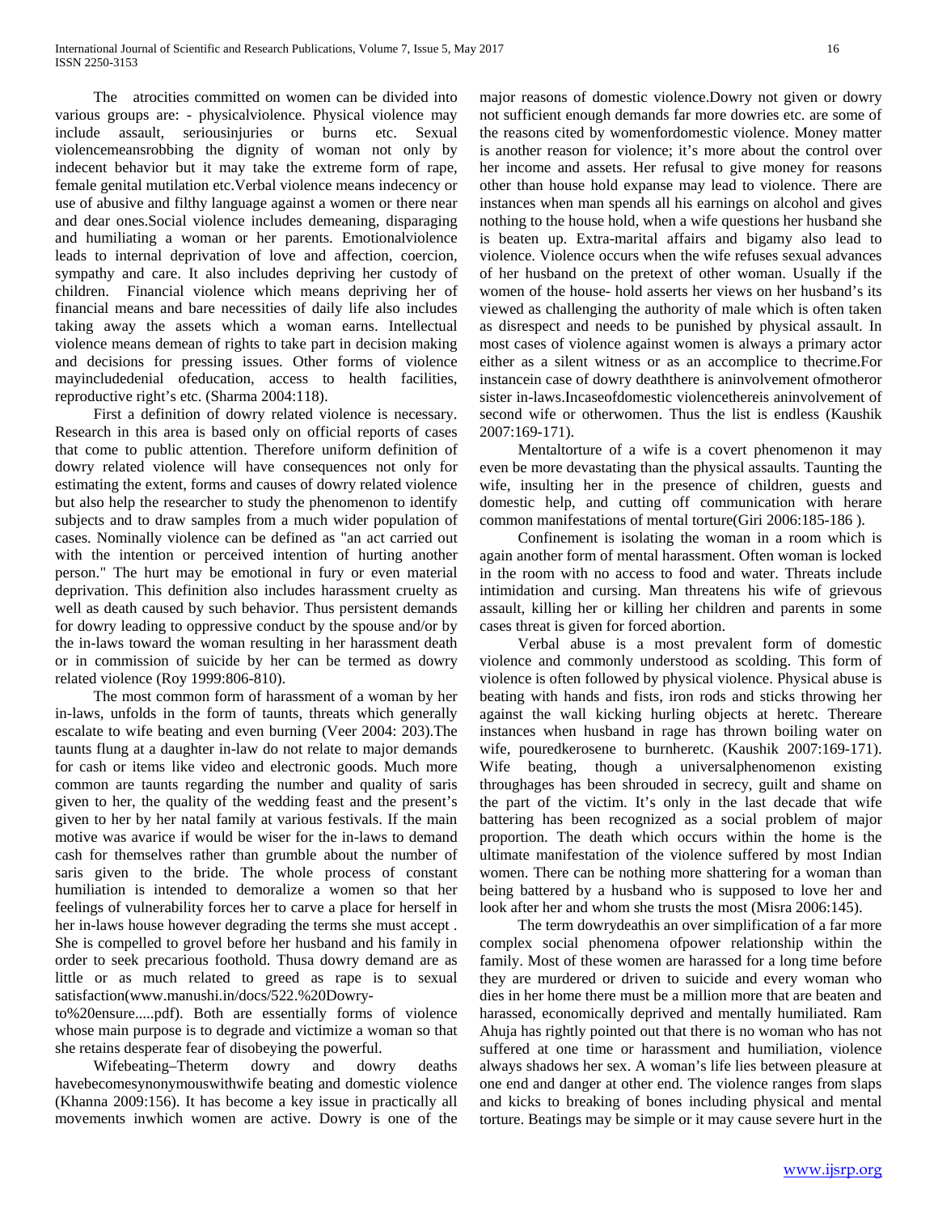The atrocities committed on women can be divided into various groups are: - physicalviolence. Physical violence may include assault, seriousinjuries or burns etc. Sexual violencemeansrobbing the dignity of woman not only by indecent behavior but it may take the extreme form of rape, female genital mutilation etc.Verbal violence means indecency or use of abusive and filthy language against a women or there near and dear ones.Social violence includes demeaning, disparaging and humiliating a woman or her parents. Emotionalviolence leads to internal deprivation of love and affection, coercion, sympathy and care. It also includes depriving her custody of children. Financial violence which means depriving her of financial means and bare necessities of daily life also includes taking away the assets which a woman earns. Intellectual violence means demean of rights to take part in decision making and decisions for pressing issues. Other forms of violence mayincludedenial ofeducation, access to health facilities, reproductive right's etc. (Sharma 2004:118).

First a definition of dowry related violence is necessary. Research in this area is based only on official reports of cases that come to public attention. Therefore uniform definition of dowry related violence will have consequences not only for estimating the extent, forms and causes of dowry related violence but also help the researcher to study the phenomenon to identify subjects and to draw samples from a much wider population of cases. Nominally violence can be defined as "an act carried out with the intention or perceived intention of hurting another person." The hurt may be emotional in fury or even material deprivation. This definition also includes harassment cruelty as well as death caused by such behavior. Thus persistent demands for dowry leading to oppressive conduct by the spouse and/or by the in-laws toward the woman resulting in her harassment death or in commission of suicide by her can be termed as dowry related violence (Roy 1999:806-810).

The most common form of harassment of a woman by her in-laws, unfolds in the form of taunts, threats which generally escalate to wife beating and even burning (Veer 2004: 203).The taunts flung at a daughter in-law do not relate to major demands for cash or items like video and electronic goods. Much more common are taunts regarding the number and quality of saris given to her, the quality of the wedding feast and the present's given to her by her natal family at various festivals. If the main motive was avarice if would be wiser for the in-laws to demand cash for themselves rather than grumble about the number of saris given to the bride. The whole process of constant humiliation is intended to demoralize a women so that her feelings of vulnerability forces her to carve a place for herself in her in-laws house however degrading the terms she must accept . She is compelled to grovel before her husband and his family in order to seek precarious foothold. Thusa dowry demand are as little or as much related to greed as rape is to sexual satisfaction(www.manushi.in/docs/522.%20Dowry-to%20ensure.....pdf). Both are essentially forms of violence whose main purpose is to degrade and victimize a woman so that she retains desperate fear of disobeying the powerful.

Wifebeating–Theterm dowry and dowry deaths havebecomesynonymouswithwife beating and domestic violence (Khanna 2009:156). It has become a key issue in practically all movements inwhich women are active. Dowry is one of the major reasons of domestic violence.Dowry not given or dowry not sufficient enough demands far more dowries etc. are some of the reasons cited by womenfordomestic violence. Money matter is another reason for violence; it's more about the control over her income and assets. Her refusal to give money for reasons other than house hold expanse may lead to violence. There are instances when man spends all his earnings on alcohol and gives nothing to the house hold, when a wife questions her husband she is beaten up. Extra-marital affairs and bigamy also lead to violence. Violence occurs when the wife refuses sexual advances of her husband on the pretext of other woman. Usually if the women of the house- hold asserts her views on her husband's its viewed as challenging the authority of male which is often taken as disrespect and needs to be punished by physical assault. In most cases of violence against women is always a primary actor either as a silent witness or as an accomplice to thecrime.For instancein case of dowry deaththere is aninvolvement ofmotheror sister in-laws.Incaseofdomestic violencethereis aninvolvement of second wife or otherwomen. Thus the list is endless (Kaushik 2007:169-171).

Mentaltorture of a wife is a covert phenomenon it may even be more devastating than the physical assaults. Taunting the wife, insulting her in the presence of children, guests and domestic help, and cutting off communication with herare common manifestations of mental torture(Giri 2006:185-186 ).

Confinement is isolating the woman in a room which is again another form of mental harassment. Often woman is locked in the room with no access to food and water. Threats include intimidation and cursing. Man threatens his wife of grievous assault, killing her or killing her children and parents in some cases threat is given for forced abortion.

Verbal abuse is a most prevalent form of domestic violence and commonly understood as scolding. This form of violence is often followed by physical violence. Physical abuse is beating with hands and fists, iron rods and sticks throwing her against the wall kicking hurling objects at heretc. Thereare instances when husband in rage has thrown boiling water on wife, pouredkerosene to burnheretc. (Kaushik 2007:169-171). Wife beating, though a universalphenomenon existing throughages has been shrouded in secrecy, guilt and shame on the part of the victim. It's only in the last decade that wife battering has been recognized as a social problem of major proportion. The death which occurs within the home is the ultimate manifestation of the violence suffered by most Indian women. There can be nothing more shattering for a woman than being battered by a husband who is supposed to love her and look after her and whom she trusts the most (Misra 2006:145).

The term dowrydeathis an over simplification of a far more complex social phenomena ofpower relationship within the family. Most of these women are harassed for a long time before they are murdered or driven to suicide and every woman who dies in her home there must be a million more that are beaten and harassed, economically deprived and mentally humiliated. Ram Ahuja has rightly pointed out that there is no woman who has not suffered at one time or harassment and humiliation, violence always shadows her sex. A woman's life lies between pleasure at one end and danger at other end. The violence ranges from slaps and kicks to breaking of bones including physical and mental torture. Beatings may be simple or it may cause severe hurt in the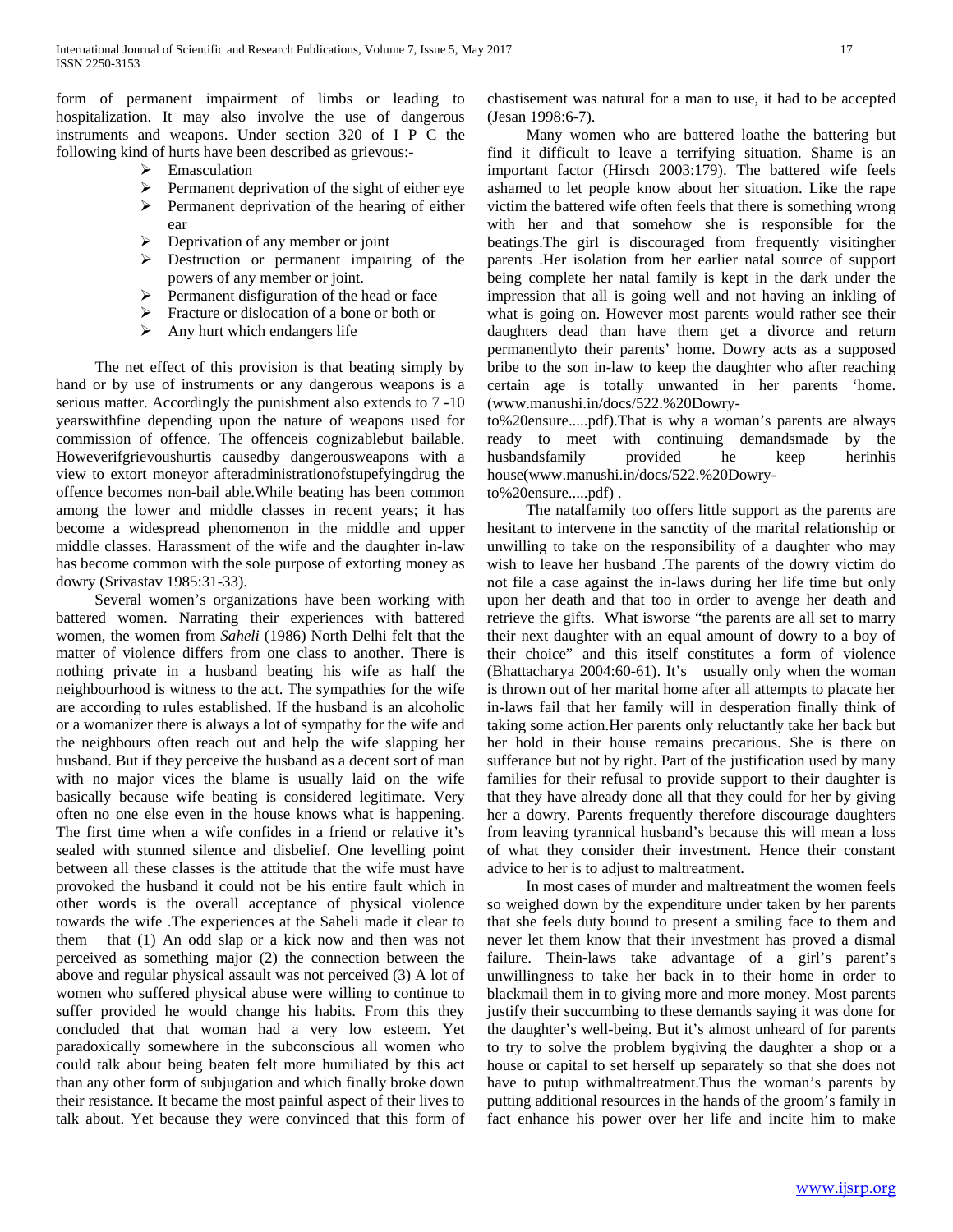form of permanent impairment of limbs or leading to hospitalization. It may also involve the use of dangerous instruments and weapons. Under section 320 of I P C the following kind of hurts have been described as grievous:-

- Emasculation
- Permanent deprivation of the sight of either eye
- Permanent deprivation of the hearing of either ear
- Deprivation of any member or joint
- Destruction or permanent impairing of the powers of any member or joint.
- Permanent disfiguration of the head or face
- Fracture or dislocation of a bone or both or
- Any hurt which endangers life

The net effect of this provision is that beating simply by hand or by use of instruments or any dangerous weapons is a serious matter. Accordingly the punishment also extends to 7 -10 yearswithfine depending upon the nature of weapons used for commission of offence. The offenceis cognizablebut bailable. Howeverifgrievoushurtis causedby dangerousweapons with a view to extort moneyor afteradministrationofstupefyingdrug the offence becomes non-bail able.While beating has been common among the lower and middle classes in recent years; it has become a widespread phenomenon in the middle and upper middle classes. Harassment of the wife and the daughter in-law has become common with the sole purpose of extorting money as dowry (Srivastav 1985:31-33).

Several women's organizations have been working with battered women. Narrating their experiences with battered women, the women from *Saheli* (1986) North Delhi felt that the matter of violence differs from one class to another. There is nothing private in a husband beating his wife as half the neighbourhood is witness to the act. The sympathies for the wife are according to rules established. If the husband is an alcoholic or a womanizer there is always a lot of sympathy for the wife and the neighbours often reach out and help the wife slapping her husband. But if they perceive the husband as a decent sort of man with no major vices the blame is usually laid on the wife basically because wife beating is considered legitimate. Very often no one else even in the house knows what is happening. The first time when a wife confides in a friend or relative it's sealed with stunned silence and disbelief. One levelling point between all these classes is the attitude that the wife must have provoked the husband it could not be his entire fault which in other words is the overall acceptance of physical violence towards the wife .The experiences at the Saheli made it clear to them that (1) An odd slap or a kick now and then was not perceived as something major (2) the connection between the above and regular physical assault was not perceived (3) A lot of women who suffered physical abuse were willing to continue to suffer provided he would change his habits. From this they concluded that that woman had a very low esteem. Yet paradoxically somewhere in the subconscious all women who could talk about being beaten felt more humiliated by this act than any other form of subjugation and which finally broke down their resistance. It became the most painful aspect of their lives to talk about. Yet because they were convinced that this form of chastisement was natural for a man to use, it had to be accepted (Jesan 1998:6-7).

Many women who are battered loathe the battering but find it difficult to leave a terrifying situation. Shame is an important factor (Hirsch 2003:179). The battered wife feels ashamed to let people know about her situation. Like the rape victim the battered wife often feels that there is something wrong with her and that somehow she is responsible for the beatings.The girl is discouraged from frequently visitingher parents .Her isolation from her earlier natal source of support being complete her natal family is kept in the dark under the impression that all is going well and not having an inkling of what is going on. However most parents would rather see their daughters dead than have them get a divorce and return permanentlyto their parents' home. Dowry acts as a supposed bribe to the son in-law to keep the daughter who after reaching certain age is totally unwanted in her parents 'home. (www.manushi.in/docs/522.%20Dowry-to%20ensure.....pdf).That is why a woman's parents are always ready to meet with continuing demandsmade by the husbandsfamily provided he keep herinhis house(www.manushi.in/docs/522.%20Dowry-to%20ensure.....pdf) .

The natalfamily too offers little support as the parents are hesitant to intervene in the sanctity of the marital relationship or unwilling to take on the responsibility of a daughter who may wish to leave her husband .The parents of the dowry victim do not file a case against the in-laws during her life time but only upon her death and that too in order to avenge her death and retrieve the gifts. What isworse "the parents are all set to marry their next daughter with an equal amount of dowry to a boy of their choice" and this itself constitutes a form of violence (Bhattacharya 2004:60-61). It's usually only when the woman is thrown out of her marital home after all attempts to placate her in-laws fail that her family will in desperation finally think of taking some action.Her parents only reluctantly take her back but her hold in their house remains precarious. She is there on sufferance but not by right. Part of the justification used by many families for their refusal to provide support to their daughter is that they have already done all that they could for her by giving her a dowry. Parents frequently therefore discourage daughters from leaving tyrannical husband's because this will mean a loss of what they consider their investment. Hence their constant advice to her is to adjust to maltreatment.

In most cases of murder and maltreatment the women feels so weighed down by the expenditure under taken by her parents that she feels duty bound to present a smiling face to them and never let them know that their investment has proved a dismal failure. Thein-laws take advantage of a girl's parent's unwillingness to take her back in to their home in order to blackmail them in to giving more and more money. Most parents justify their succumbing to these demands saying it was done for the daughter's well-being. But it's almost unheard of for parents to try to solve the problem bygiving the daughter a shop or a house or capital to set herself up separately so that she does not have to putup withmaltreatment.Thus the woman's parents by putting additional resources in the hands of the groom's family in fact enhance his power over her life and incite him to make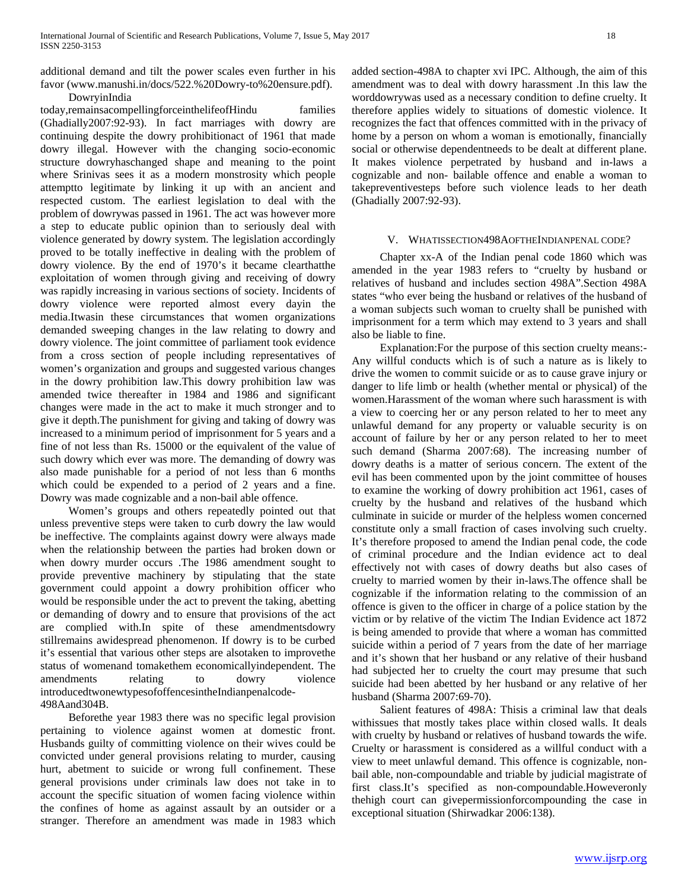additional demand and tilt the power scales even further in his favor (www.manushi.in/docs/522.%20Dowry-to%20ensure.pdf). DowryinIndia today,remainsacompellingforceinthelifeofHindu families (Ghadially2007:92-93). In fact marriages with dowry are continuing despite the dowry prohibitionact of 1961 that made dowry illegal. However with the changing socio-economic structure dowryhaschanged shape and meaning to the point where Srinivas sees it as a modern monstrosity which people attemptto legitimate by linking it up with an ancient and respected custom. The earliest legislation to deal with the problem of dowrywas passed in 1961. The act was however more a step to educate public opinion than to seriously deal with violence generated by dowry system. The legislation accordingly proved to be totally ineffective in dealing with the problem of dowry violence. By the end of 1970's it became clearthatthe exploitation of women through giving and receiving of dowry was rapidly increasing in various sections of society. Incidents of dowry violence were reported almost every dayin the media.Itwasin these circumstances that women organizations demanded sweeping changes in the law relating to dowry and dowry violence. The joint committee of parliament took evidence from a cross section of people including representatives of women's organization and groups and suggested various changes in the dowry prohibition law.This dowry prohibition law was amended twice thereafter in 1984 and 1986 and significant changes were made in the act to make it much stronger and to give it depth.The punishment for giving and taking of dowry was increased to a minimum period of imprisonment for 5 years and a fine of not less than Rs. 15000 or the equivalent of the value of such dowry which ever was more. The demanding of dowry was also made punishable for a period of not less than 6 months which could be expended to a period of 2 years and a fine. Dowry was made cognizable and a non-bail able offence.

Women's groups and others repeatedly pointed out that unless preventive steps were taken to curb dowry the law would be ineffective. The complaints against dowry were always made when the relationship between the parties had broken down or when dowry murder occurs .The 1986 amendment sought to provide preventive machinery by stipulating that the state government could appoint a dowry prohibition officer who would be responsible under the act to prevent the taking, abetting or demanding of dowry and to ensure that provisions of the act are complied with.In spite of these amendmentsdowry stillremains awidespread phenomenon. If dowry is to be curbed it's essential that various other steps are alsotaken to improvethe status of womenand tomakethem economicallyindependent. The amendments relating to dowry violence introducedtwonewtypesofoffencesintheIndianpenalcode-498Aand304B.

Beforethe year 1983 there was no specific legal provision pertaining to violence against women at domestic front. Husbands guilty of committing violence on their wives could be convicted under general provisions relating to murder, causing hurt, abetment to suicide or wrong full confinement. These general provisions under criminals law does not take in to account the specific situation of women facing violence within the confines of home as against assault by an outsider or a stranger. Therefore an amendment was made in 1983 which added section-498A to chapter xvi IPC. Although, the aim of this amendment was to deal with dowry harassment .In this law the worddowrywas used as a necessary condition to define cruelty. It therefore applies widely to situations of domestic violence. It recognizes the fact that offences committed with in the privacy of home by a person on whom a woman is emotionally, financially social or otherwise dependentneeds to be dealt at different plane. It makes violence perpetrated by husband and in-laws a cognizable and non- bailable offence and enable a woman to takepreventivesteps before such violence leads to her death (Ghadially 2007:92-93).

## V. WHATISSECTION498AOFTHEINDIANPENAL CODE?

Chapter xx-A of the Indian penal code 1860 which was amended in the year 1983 refers to "cruelty by husband or relatives of husband and includes section 498A".Section 498A states "who ever being the husband or relatives of the husband of a woman subjects such woman to cruelty shall be punished with imprisonment for a term which may extend to 3 years and shall also be liable to fine.

Explanation:For the purpose of this section cruelty means:- Any willful conducts which is of such a nature as is likely to drive the women to commit suicide or as to cause grave injury or danger to life limb or health (whether mental or physical) of the women.Harassment of the woman where such harassment is with a view to coercing her or any person related to her to meet any unlawful demand for any property or valuable security is on account of failure by her or any person related to her to meet such demand (Sharma 2007:68). The increasing number of dowry deaths is a matter of serious concern. The extent of the evil has been commented upon by the joint committee of houses to examine the working of dowry prohibition act 1961, cases of cruelty by the husband and relatives of the husband which culminate in suicide or murder of the helpless women concerned constitute only a small fraction of cases involving such cruelty. It's therefore proposed to amend the Indian penal code, the code of criminal procedure and the Indian evidence act to deal effectively not with cases of dowry deaths but also cases of cruelty to married women by their in-laws.The offence shall be cognizable if the information relating to the commission of an offence is given to the officer in charge of a police station by the victim or by relative of the victim The Indian Evidence act 1872 is being amended to provide that where a woman has committed suicide within a period of 7 years from the date of her marriage and it's shown that her husband or any relative of their husband had subjected her to cruelty the court may presume that such suicide had been abetted by her husband or any relative of her husband (Sharma 2007:69-70).

Salient features of 498A: Thisis a criminal law that deals withissues that mostly takes place within closed walls. It deals with cruelty by husband or relatives of husband towards the wife. Cruelty or harassment is considered as a willful conduct with a view to meet unlawful demand. This offence is cognizable, non-bail able, non-compoundable and triable by judicial magistrate of first class.It's specified as non-compoundable.Howeveronly thehigh court can givepermissionforcompounding the case in exceptional situation (Shirwadkar 2006:138).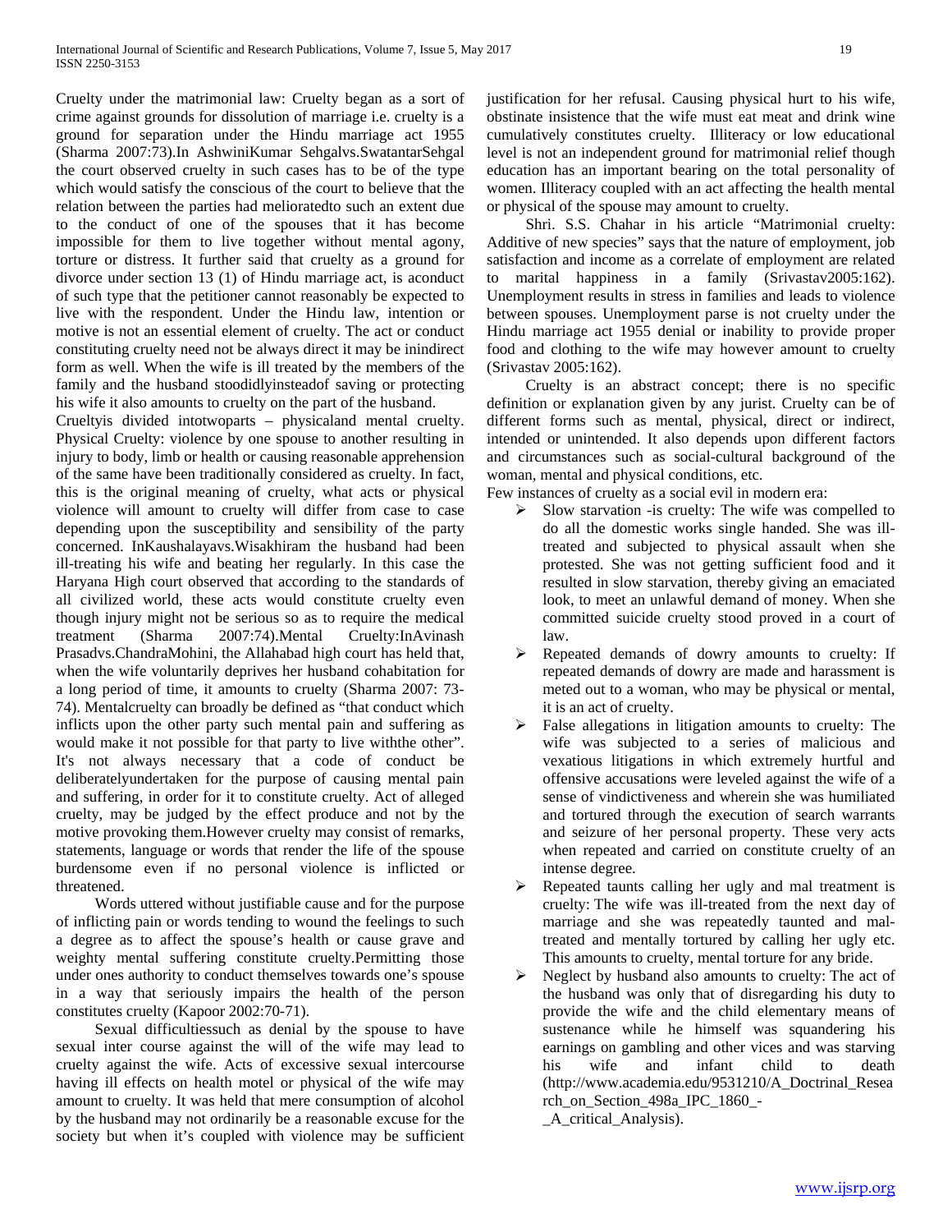Cruelty under the matrimonial law: Cruelty began as a sort of crime against grounds for dissolution of marriage i.e. cruelty is a ground for separation under the Hindu marriage act 1955 (Sharma 2007:73).In AshwiniKumar Sehgalvs.SwatantarSehgal the court observed cruelty in such cases has to be of the type which would satisfy the conscious of the court to believe that the relation between the parties had melioratedto such an extent due to the conduct of one of the spouses that it has become impossible for them to live together without mental agony, torture or distress. It further said that cruelty as a ground for divorce under section 13 (1) of Hindu marriage act, is aconduct of such type that the petitioner cannot reasonably be expected to live with the respondent. Under the Hindu law, intention or motive is not an essential element of cruelty. The act or conduct constituting cruelty need not be always direct it may be inindirect form as well. When the wife is ill treated by the members of the family and the husband stoodidlyinsteadof saving or protecting his wife it also amounts to cruelty on the part of the husband.

Crueltyis divided intotwoparts – physicaland mental cruelty. Physical Cruelty: violence by one spouse to another resulting in injury to body, limb or health or causing reasonable apprehension of the same have been traditionally considered as cruelty. In fact, this is the original meaning of cruelty, what acts or physical violence will amount to cruelty will differ from case to case depending upon the susceptibility and sensibility of the party concerned. InKaushalayavs.Wisakhiram the husband had been ill-treating his wife and beating her regularly. In this case the Haryana High court observed that according to the standards of all civilized world, these acts would constitute cruelty even though injury might not be serious so as to require the medical treatment (Sharma 2007:74).Mental Cruelty:InAvinash Prasadvs.ChandraMohini, the Allahabad high court has held that, when the wife voluntarily deprives her husband cohabitation for a long period of time, it amounts to cruelty (Sharma 2007: 73-74). Mentalcruelty can broadly be defined as "that conduct which inflicts upon the other party such mental pain and suffering as would make it not possible for that party to live withthe other". It's not always necessary that a code of conduct be deliberatelyundertaken for the purpose of causing mental pain and suffering, in order for it to constitute cruelty. Act of alleged cruelty, may be judged by the effect produce and not by the motive provoking them.However cruelty may consist of remarks, statements, language or words that render the life of the spouse burdensome even if no personal violence is inflicted or threatened.

Words uttered without justifiable cause and for the purpose of inflicting pain or words tending to wound the feelings to such a degree as to affect the spouse's health or cause grave and weighty mental suffering constitute cruelty.Permitting those under ones authority to conduct themselves towards one's spouse in a way that seriously impairs the health of the person constitutes cruelty (Kapoor 2002:70-71).

Sexual difficultiessuch as denial by the spouse to have sexual inter course against the will of the wife may lead to cruelty against the wife. Acts of excessive sexual intercourse having ill effects on health motel or physical of the wife may amount to cruelty. It was held that mere consumption of alcohol by the husband may not ordinarily be a reasonable excuse for the society but when it's coupled with violence may be sufficient justification for her refusal. Causing physical hurt to his wife, obstinate insistence that the wife must eat meat and drink wine cumulatively constitutes cruelty. Illiteracy or low educational level is not an independent ground for matrimonial relief though education has an important bearing on the total personality of women. Illiteracy coupled with an act affecting the health mental or physical of the spouse may amount to cruelty.

Shri. S.S. Chahar in his article "Matrimonial cruelty: Additive of new species" says that the nature of employment, job satisfaction and income as a correlate of employment are related to marital happiness in a family (Srivastav2005:162). Unemployment results in stress in families and leads to violence between spouses. Unemployment parse is not cruelty under the Hindu marriage act 1955 denial or inability to provide proper food and clothing to the wife may however amount to cruelty (Srivastav 2005:162).

Cruelty is an abstract concept; there is no specific definition or explanation given by any jurist. Cruelty can be of different forms such as mental, physical, direct or indirect, intended or unintended. It also depends upon different factors and circumstances such as social-cultural background of the woman, mental and physical conditions, etc.

Few instances of cruelty as a social evil in modern era:

- Slow starvation -is cruelty: The wife was compelled to do all the domestic works single handed. She was ill-treated and subjected to physical assault when she protested. She was not getting sufficient food and it resulted in slow starvation, thereby giving an emaciated look, to meet an unlawful demand of money. When she committed suicide cruelty stood proved in a court of law.
- Repeated demands of dowry amounts to cruelty: If repeated demands of dowry are made and harassment is meted out to a woman, who may be physical or mental, it is an act of cruelty.
- False allegations in litigation amounts to cruelty: The wife was subjected to a series of malicious and vexatious litigations in which extremely hurtful and offensive accusations were leveled against the wife of a sense of vindictiveness and wherein she was humiliated and tortured through the execution of search warrants and seizure of her personal property. These very acts when repeated and carried on constitute cruelty of an intense degree.
- Repeated taunts calling her ugly and mal treatment is cruelty: The wife was ill-treated from the next day of marriage and she was repeatedly taunted and mal-treated and mentally tortured by calling her ugly etc. This amounts to cruelty, mental torture for any bride.
- Neglect by husband also amounts to cruelty: The act of the husband was only that of disregarding his duty to provide the wife and the child elementary means of sustenance while he himself was squandering his earnings on gambling and other vices and was starving his wife and infant child to death (http://www.academia.edu/9531210/A_Doctrinal_Research_on_Section_498a_IPC_1860_-_A_critical_Analysis).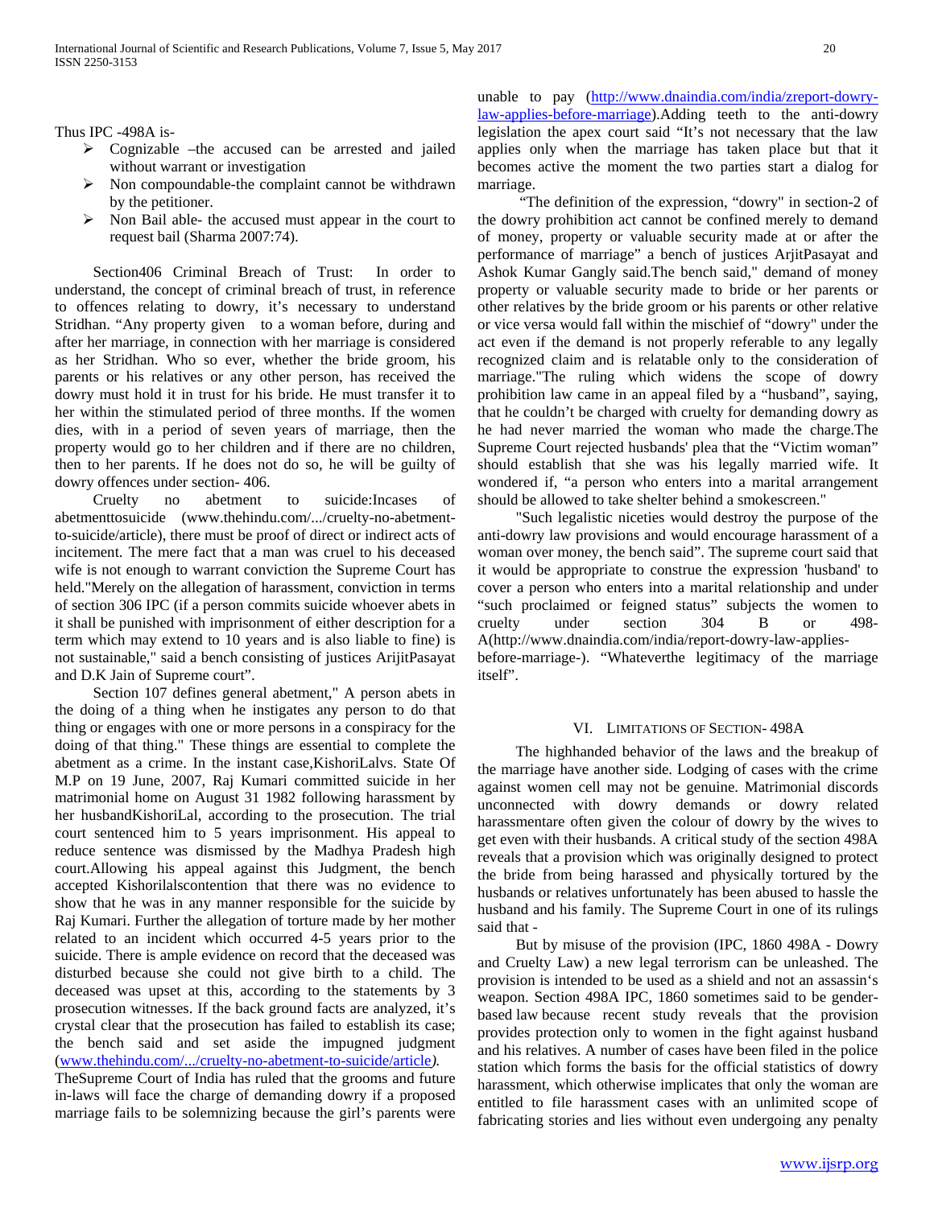Thus IPC -498A is-

- Cognizable –the accused can be arrested and jailed without warrant or investigation
- Non compoundable-the complaint cannot be withdrawn by the petitioner.
- Non Bail able- the accused must appear in the court to request bail (Sharma 2007:74).

Section406 Criminal Breach of Trust: In order to understand, the concept of criminal breach of trust, in reference to offences relating to dowry, it's necessary to understand Stridhan. "Any property given to a woman before, during and after her marriage, in connection with her marriage is considered as her Stridhan. Who so ever, whether the bride groom, his parents or his relatives or any other person, has received the dowry must hold it in trust for his bride. He must transfer it to her within the stimulated period of three months. If the women dies, with in a period of seven years of marriage, then the property would go to her children and if there are no children, then to her parents. If he does not do so, he will be guilty of dowry offences under section- 406.

Cruelty no abetment to suicide:Incases of abetmenttosuicide (www.thehindu.com/.../cruelty-no-abetment-to-suicide/article), there must be proof of direct or indirect acts of incitement. The mere fact that a man was cruel to his deceased wife is not enough to warrant conviction the Supreme Court has held."Merely on the allegation of harassment, conviction in terms of section 306 IPC (if a person commits suicide whoever abets in it shall be punished with imprisonment of either description for a term which may extend to 10 years and is also liable to fine) is not sustainable," said a bench consisting of justices ArijitPasayat and D.K Jain of Supreme court".

Section 107 defines general abetment," A person abets in the doing of a thing when he instigates any person to do that thing or engages with one or more persons in a conspiracy for the doing of that thing." These things are essential to complete the abetment as a crime. In the instant case,KishoriLalvs. State Of M.P on 19 June, 2007, Raj Kumari committed suicide in her matrimonial home on August 31 1982 following harassment by her husbandKishoriLal, according to the prosecution. The trial court sentenced him to 5 years imprisonment. His appeal to reduce sentence was dismissed by the Madhya Pradesh high court.Allowing his appeal against this Judgment, the bench accepted Kishorilalscontention that there was no evidence to show that he was in any manner responsible for the suicide by Raj Kumari. Further the allegation of torture made by her mother related to an incident which occurred 4-5 years prior to the suicide. There is ample evidence on record that the deceased was disturbed because she could not give birth to a child. The deceased was upset at this, according to the statements by 3 prosecution witnesses. If the back ground facts are analyzed, it's crystal clear that the prosecution has failed to establish its case; the bench said and set aside the impugned judgment (www.thehindu.com/.../cruelty-no-abetment-to-suicide/article*)*.

TheSupreme Court of India has ruled that the grooms and future in-laws will face the charge of demanding dowry if a proposed marriage fails to be solemnizing because the girl's parents were unable to pay (http://www.dnaindia.com/india/zreport-dowry-law-applies-before-marriage).Adding teeth to the anti-dowry legislation the apex court said "It's not necessary that the law applies only when the marriage has taken place but that it becomes active the moment the two parties start a dialog for marriage.

"The definition of the expression, "dowry" in section-2 of the dowry prohibition act cannot be confined merely to demand of money, property or valuable security made at or after the performance of marriage" a bench of justices ArjitPasayat and Ashok Kumar Gangly said.The bench said," demand of money property or valuable security made to bride or her parents or other relatives by the bride groom or his parents or other relative or vice versa would fall within the mischief of "dowry" under the act even if the demand is not properly referable to any legally recognized claim and is relatable only to the consideration of marriage."The ruling which widens the scope of dowry prohibition law came in an appeal filed by a "husband", saying, that he couldn't be charged with cruelty for demanding dowry as he had never married the woman who made the charge.The Supreme Court rejected husbands' plea that the "Victim woman" should establish that she was his legally married wife. It wondered if, "a person who enters into a marital arrangement should be allowed to take shelter behind a smokescreen."

"Such legalistic niceties would destroy the purpose of the anti-dowry law provisions and would encourage harassment of a woman over money, the bench said". The supreme court said that it would be appropriate to construe the expression 'husband' to cover a person who enters into a marital relationship and under "such proclaimed or feigned status" subjects the women to cruelty under section 304 B or 498-A(http://www.dnaindia.com/india/report-dowry-law-applies-before-marriage-). "Whateverthe legitimacy of the marriage itself".

## VI. Limitations of Section- 498A

The highhanded behavior of the laws and the breakup of the marriage have another side. Lodging of cases with the crime against women cell may not be genuine. Matrimonial discords unconnected with dowry demands or dowry related harassmentare often given the colour of dowry by the wives to get even with their husbands. A critical study of the section 498A reveals that a provision which was originally designed to protect the bride from being harassed and physically tortured by the husbands or relatives unfortunately has been abused to hassle the husband and his family. The Supreme Court in one of its rulings said that -

But by misuse of the provision (IPC, 1860 498A - Dowry and Cruelty Law) a new legal terrorism can be unleashed. The provision is intended to be used as a shield and not an assassin's weapon. Section 498A IPC, 1860 sometimes said to be gender-based law because recent study reveals that the provision provides protection only to women in the fight against husband and his relatives. A number of cases have been filed in the police station which forms the basis for the official statistics of dowry harassment, which otherwise implicates that only the woman are entitled to file harassment cases with an unlimited scope of fabricating stories and lies without even undergoing any penalty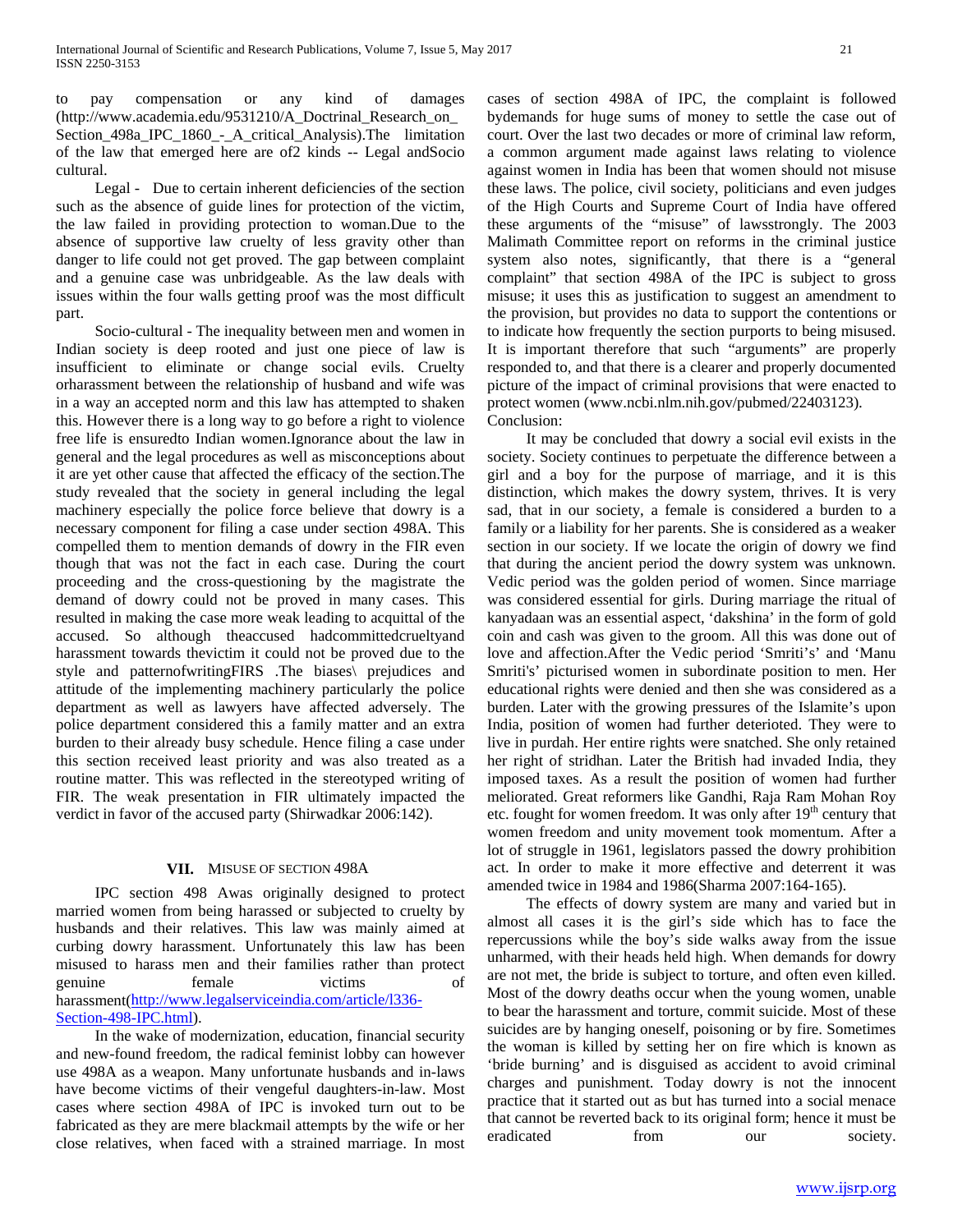to pay compensation or any kind of damages (http://www.academia.edu/9531210/A_Doctrinal_Research_on_ Section_498a_IPC_1860_-_A_critical_Analysis).The limitation of the law that emerged here are of2 kinds -- Legal andSocio cultural.

Legal - Due to certain inherent deficiencies of the section such as the absence of guide lines for protection of the victim, the law failed in providing protection to woman.Due to the absence of supportive law cruelty of less gravity other than danger to life could not get proved. The gap between complaint and a genuine case was unbridgeable. As the law deals with issues within the four walls getting proof was the most difficult part.

Socio-cultural - The inequality between men and women in Indian society is deep rooted and just one piece of law is insufficient to eliminate or change social evils. Cruelty orharassment between the relationship of husband and wife was in a way an accepted norm and this law has attempted to shaken this. However there is a long way to go before a right to violence free life is ensuredto Indian women.Ignorance about the law in general and the legal procedures as well as misconceptions about it are yet other cause that affected the efficacy of the section.The study revealed that the society in general including the legal machinery especially the police force believe that dowry is a necessary component for filing a case under section 498A. This compelled them to mention demands of dowry in the FIR even though that was not the fact in each case. During the court proceeding and the cross-questioning by the magistrate the demand of dowry could not be proved in many cases. This resulted in making the case more weak leading to acquittal of the accused. So although theaccused hadcommittedcrueltyand harassment towards thevictim it could not be proved due to the style and patternofwritingFIRS .The biases\ prejudices and attitude of the implementing machinery particularly the police department as well as lawyers have affected adversely. The police department considered this a family matter and an extra burden to their already busy schedule. Hence filing a case under this section received least priority and was also treated as a routine matter. This was reflected in the stereotyped writing of FIR. The weak presentation in FIR ultimately impacted the verdict in favor of the accused party (Shirwadkar 2006:142).

## VII. Misuse of Section 498A

IPC section 498 Awas originally designed to protect married women from being harassed or subjected to cruelty by husbands and their relatives. This law was mainly aimed at curbing dowry harassment. Unfortunately this law has been misused to harass men and their families rather than protect genuine female victims of harassment(http://www.legalserviceindia.com/article/l336-Section-498-IPC.html).

In the wake of modernization, education, financial security and new-found freedom, the radical feminist lobby can however use 498A as a weapon. Many unfortunate husbands and in-laws have become victims of their vengeful daughters-in-law. Most cases where section 498A of IPC is invoked turn out to be fabricated as they are mere blackmail attempts by the wife or her close relatives, when faced with a strained marriage. In most cases of section 498A of IPC, the complaint is followed bydemands for huge sums of money to settle the case out of court. Over the last two decades or more of criminal law reform, a common argument made against laws relating to violence against women in India has been that women should not misuse these laws. The police, civil society, politicians and even judges of the High Courts and Supreme Court of India have offered these arguments of the "misuse" of lawsstrongly. The 2003 Malimath Committee report on reforms in the criminal justice system also notes, significantly, that there is a "general complaint" that section 498A of the IPC is subject to gross misuse; it uses this as justification to suggest an amendment to the provision, but provides no data to support the contentions or to indicate how frequently the section purports to being misused. It is important therefore that such "arguments" are properly responded to, and that there is a clearer and properly documented picture of the impact of criminal provisions that were enacted to protect women (www.ncbi.nlm.nih.gov/pubmed/22403123).

Conclusion:

It may be concluded that dowry a social evil exists in the society. Society continues to perpetuate the difference between a girl and a boy for the purpose of marriage, and it is this distinction, which makes the dowry system, thrives. It is very sad, that in our society, a female is considered a burden to a family or a liability for her parents. She is considered as a weaker section in our society. If we locate the origin of dowry we find that during the ancient period the dowry system was unknown. Vedic period was the golden period of women. Since marriage was considered essential for girls. During marriage the ritual of kanyadaan was an essential aspect, 'dakshina' in the form of gold coin and cash was given to the groom. All this was done out of love and affection.After the Vedic period 'Smriti's' and 'Manu Smriti's' picturised women in subordinate position to men. Her educational rights were denied and then she was considered as a burden. Later with the growing pressures of the Islamite's upon India, position of women had further deterioted. They were to live in purdah. Her entire rights were snatched. She only retained her right of stridhan. Later the British had invaded India, they imposed taxes. As a result the position of women had further meliorated. Great reformers like Gandhi, Raja Ram Mohan Roy etc. fought for women freedom. It was only after 19th century that women freedom and unity movement took momentum. After a lot of struggle in 1961, legislators passed the dowry prohibition act. In order to make it more effective and deterrent it was amended twice in 1984 and 1986(Sharma 2007:164-165).

The effects of dowry system are many and varied but in almost all cases it is the girl's side which has to face the repercussions while the boy's side walks away from the issue unharmed, with their heads held high. When demands for dowry are not met, the bride is subject to torture, and often even killed. Most of the dowry deaths occur when the young women, unable to bear the harassment and torture, commit suicide. Most of these suicides are by hanging oneself, poisoning or by fire. Sometimes the woman is killed by setting her on fire which is known as 'bride burning' and is disguised as accident to avoid criminal charges and punishment. Today dowry is not the innocent practice that it started out as but has turned into a social menace that cannot be reverted back to its original form; hence it must be eradicated from our society.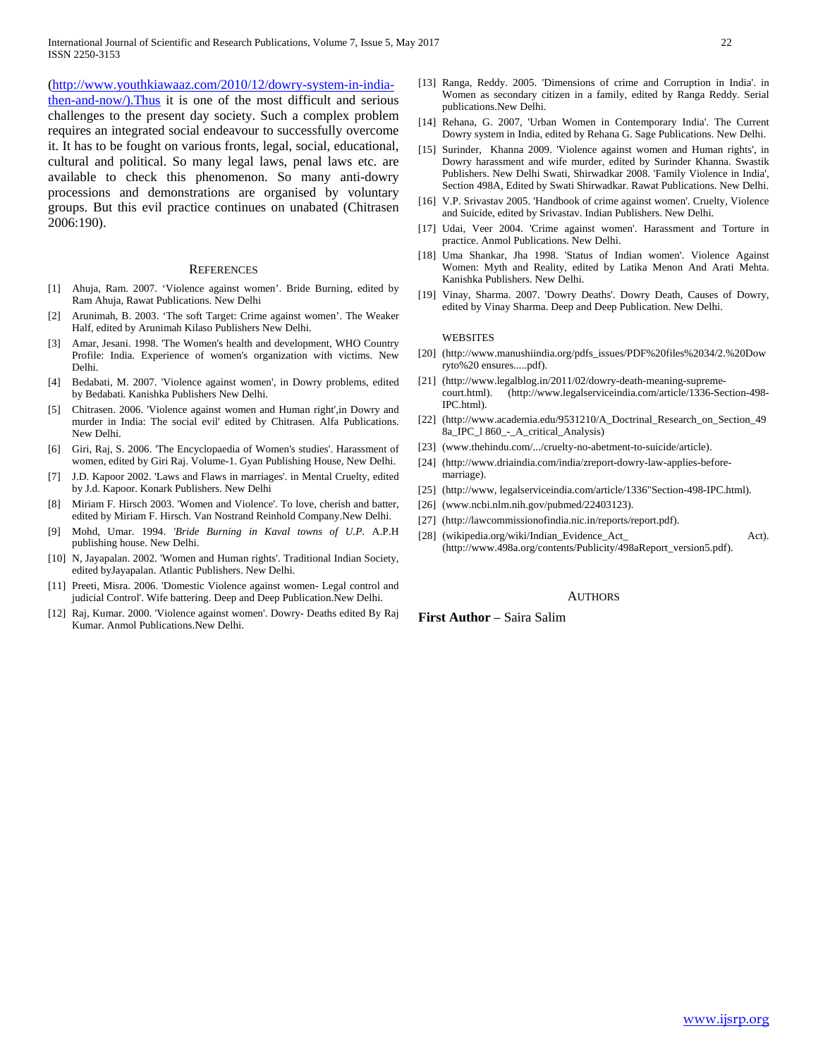(http://www.youthkiawaaz.com/2010/12/dowry-system-in-india-then-and-now/).Thus it is one of the most difficult and serious challenges to the present day society. Such a complex problem requires an integrated social endeavour to successfully overcome it. It has to be fought on various fronts, legal, social, educational, cultural and political. So many legal laws, penal laws etc. are available to check this phenomenon. So many anti-dowry processions and demonstrations are organised by voluntary groups. But this evil practice continues on unabated (Chitrasen 2006:190).

## REFERENCES

[1] Ahuja, Ram. 2007. 'Violence against women'. Bride Burning, edited by Ram Ahuja, Rawat Publications. New Delhi

[2] Arunimah, B. 2003. 'The soft Target: Crime against women'. The Weaker Half, edited by Arunimah Kilaso Publishers New Delhi.

[3] Amar, Jesani. 1998. 'The Women's health and development, WHO Country Profile: India. Experience of women's organization with victims. New Delhi.

[4] Bedabati, M. 2007. 'Violence against women', in Dowry problems, edited by Bedabati. Kanishka Publishers New Delhi.

[5] Chitrasen. 2006. 'Violence against women and Human right',in Dowry and murder in India: The social evil' edited by Chitrasen. Alfa Publications. New Delhi.

[6] Giri, Raj, S. 2006. 'The Encyclopaedia of Women's studies'. Harassment of women, edited by Giri Raj. Volume-1. Gyan Publishing House, New Delhi.

[7] J.D. Kapoor 2002. 'Laws and Flaws in marriages'. in Mental Cruelty, edited by J.d. Kapoor. Konark Publishers. New Delhi

[8] Miriam F. Hirsch 2003. 'Women and Violence'. To love, cherish and batter, edited by Miriam F. Hirsch. Van Nostrand Reinhold Company.New Delhi.

[9] Mohd, Umar. 1994. *'Bride Burning in Kaval towns of U.P.* A.P.H publishing house. New Delhi.

[10] N, Jayapalan. 2002. 'Women and Human rights'. Traditional Indian Society, edited byJayapalan. Atlantic Publishers. New Delhi.

[11] Preeti, Misra. 2006. 'Domestic Violence against women- Legal control and judicial Control'. Wife battering. Deep and Deep Publication.New Delhi.

[12] Raj, Kumar. 2000. 'Violence against women'. Dowry- Deaths edited By Raj Kumar. Anmol Publications.New Delhi.

[13] Ranga, Reddy. 2005. 'Dimensions of crime and Corruption in India'. in Women as secondary citizen in a family, edited by Ranga Reddy. Serial publications.New Delhi.

[14] Rehana, G. 2007, 'Urban Women in Contemporary India'. The Current Dowry system in India, edited by Rehana G. Sage Publications. New Delhi.

[15] Surinder, Khanna 2009. 'Violence against women and Human rights', in Dowry harassment and wife murder, edited by Surinder Khanna. Swastik Publishers. New Delhi Swati, Shirwadkar 2008. 'Family Violence in India', Section 498A, Edited by Swati Shirwadkar. Rawat Publications. New Delhi.

[16] V.P. Srivastav 2005. 'Handbook of crime against women'. Cruelty, Violence and Suicide, edited by Srivastav. Indian Publishers. New Delhi.

[17] Udai, Veer 2004. 'Crime against women'. Harassment and Torture in practice. Anmol Publications. New Delhi.

[18] Uma Shankar, Jha 1998. 'Status of Indian women'. Violence Against Women: Myth and Reality, edited by Latika Menon And Arati Mehta. Kanishka Publishers. New Delhi.

[19] Vinay, Sharma. 2007. 'Dowry Deaths'. Dowry Death, Causes of Dowry, edited by Vinay Sharma. Deep and Deep Publication. New Delhi.

WEBSITES

[20] (http://www.manushiindia.org/pdfs_issues/PDF%20files%2034/2.%20Dowryto%20 ensures.....pdf).

[21] (http://www.legalblog.in/2011/02/dowry-death-meaning-supreme-court.html). (http://www.legalserviceindia.com/article/1336-Section-498-IPC.html).

[22] (http://www.academia.edu/9531210/A_Doctrinal_Research_on_Section_498a_IPC_l 860_-_A_critical_Analysis)

[23] (www.thehindu.com/.../cruelty-no-abetment-to-suicide/article).

[24] (http://www.driaindia.com/india/zreport-dowry-law-applies-before-marriage).

[25] (http://www, legalserviceindia.com/article/1336"Section-498-IPC.html).

[26] (www.ncbi.nlm.nih.gov/pubmed/22403123).

[27] (http://lawcommissionofindia.nic.in/reports/report.pdf).

[28] (wikipedia.org/wiki/Indian_Evidence_Act_ Act). (http://www.498a.org/contents/Publicity/498aReport_version5.pdf).

## AUTHORS

**First Author** – Saira Salim